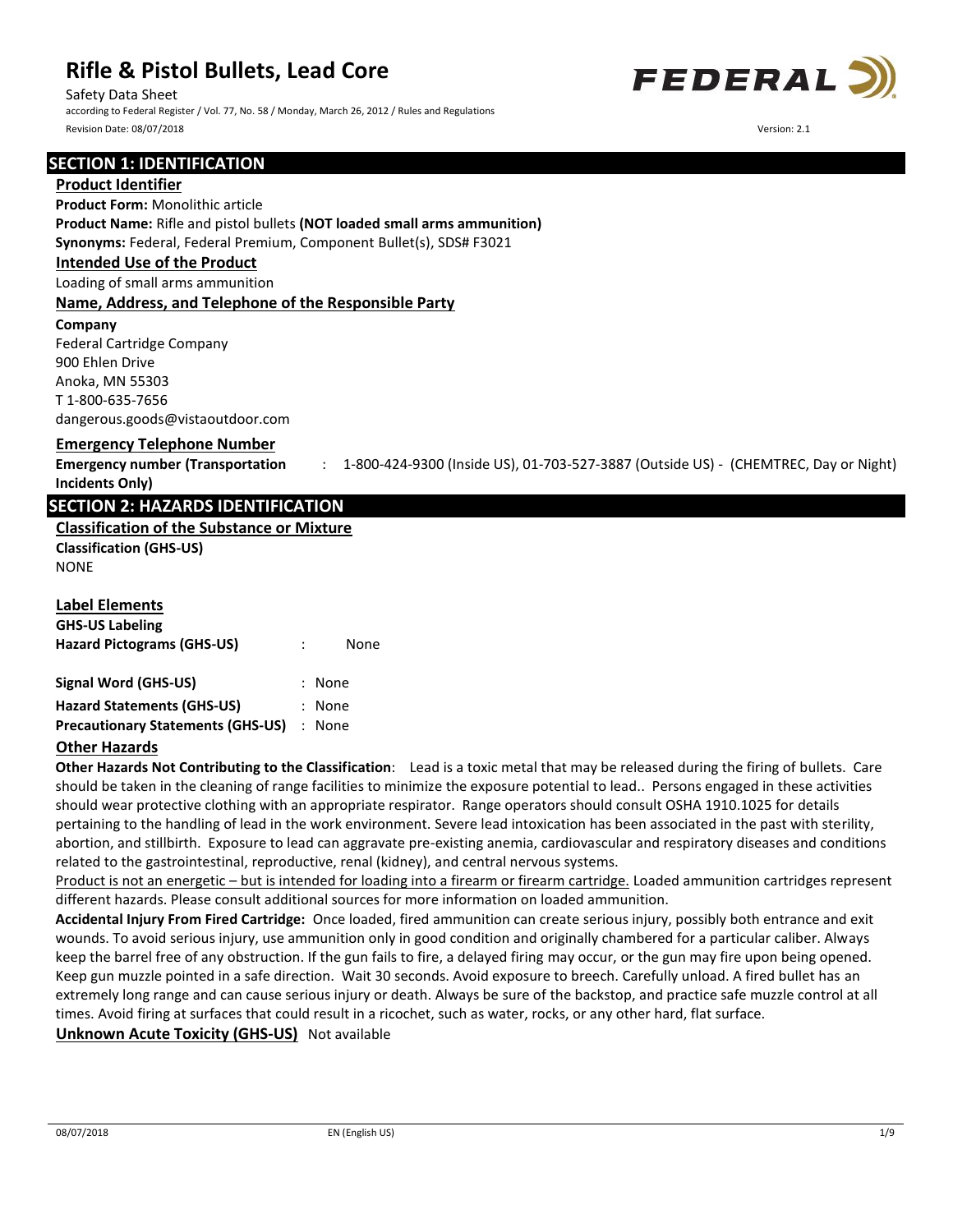# Rifle & Pistol Bullets, Lead Core

Safety Data Sheet

according to Federal Register / Vol. 77, No. 58 / Monday, March 26, 2012 / Rules and Regulations

Revision Date: 08/07/2018

Version: 2.1

## SECTION 1: IDENTIFICATION

### Product Identifier

**Product Form:** Monolithic article

**Product Name:** Rifle and pistol bullets **(NOT loaded small arms ammunition)**

**Synonyms:** Federal, Federal Premium, Component Bullet(s), SDS# F3021

### Intended Use of the Product

Loading of small arms ammunition

### Name, Address, and Telephone of the Responsible Party

**Company**

Federal Cartridge Company
900 Ehlen Drive
Anoka, MN 55303
T 1-800-635-7656
dangerous.goods@vistaoutdoor.com

### Emergency Telephone Number

**Emergency number (Transportation Incidents Only)** : 1-800-424-9300 (Inside US), 01-703-527-3887 (Outside US) - (CHEMTREC, Day or Night)

## SECTION 2: HAZARDS IDENTIFICATION

### Classification of the Substance or Mixture

**Classification (GHS-US)**

NONE

### Label Elements

**GHS-US Labeling**

**Hazard Pictograms (GHS-US)** : None

**Signal Word (GHS-US)** : None

**Hazard Statements (GHS-US)** : None

**Precautionary Statements (GHS-US)** : None

### Other Hazards

**Other Hazards Not Contributing to the Classification**: Lead is a toxic metal that may be released during the firing of bullets. Care should be taken in the cleaning of range facilities to minimize the exposure potential to lead.. Persons engaged in these activities should wear protective clothing with an appropriate respirator. Range operators should consult OSHA 1910.1025 for details pertaining to the handling of lead in the work environment. Severe lead intoxication has been associated in the past with sterility, abortion, and stillbirth. Exposure to lead can aggravate pre-existing anemia, cardiovascular and respiratory diseases and conditions related to the gastrointestinal, reproductive, renal (kidney), and central nervous systems.

Product is not an energetic – but is intended for loading into a firearm or firearm cartridge. Loaded ammunition cartridges represent different hazards. Please consult additional sources for more information on loaded ammunition.

**Accidental Injury From Fired Cartridge:** Once loaded, fired ammunition can create serious injury, possibly both entrance and exit wounds. To avoid serious injury, use ammunition only in good condition and originally chambered for a particular caliber. Always keep the barrel free of any obstruction. If the gun fails to fire, a delayed firing may occur, or the gun may fire upon being opened. Keep gun muzzle pointed in a safe direction. Wait 30 seconds. Avoid exposure to breech. Carefully unload. A fired bullet has an extremely long range and can cause serious injury or death. Always be sure of the backstop, and practice safe muzzle control at all times. Avoid firing at surfaces that could result in a ricochet, such as water, rocks, or any other hard, flat surface.

### Unknown Acute Toxicity (GHS-US)

Not available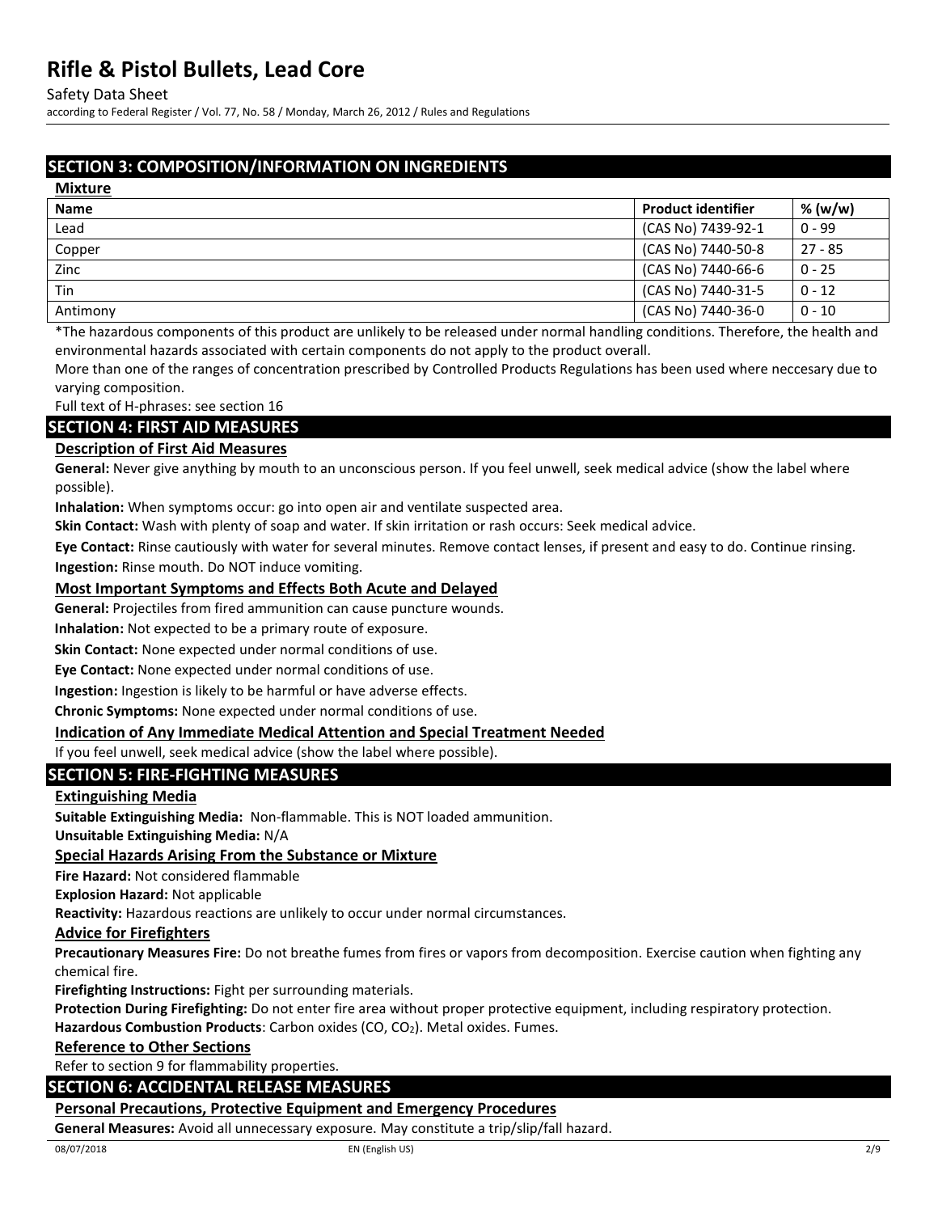## SECTION 3: COMPOSITION/INFORMATION ON INGREDIENTS

### Mixture

| Name | Product identifier | % (w/w) |
|---|---|---|
| Lead | (CAS No) 7439-92-1 | 0 - 99 |
| Copper | (CAS No) 7440-50-8 | 27 - 85 |
| Zinc | (CAS No) 7440-66-6 | 0 - 25 |
| Tin | (CAS No) 7440-31-5 | 0 - 12 |
| Antimony | (CAS No) 7440-36-0 | 0 - 10 |

*The hazardous components of this product are unlikely to be released under normal handling conditions. Therefore, the health and environmental hazards associated with certain components do not apply to the product overall.

More than one of the ranges of concentration prescribed by Controlled Products Regulations has been used where neccesary due to varying composition.

Full text of H-phrases: see section 16

## SECTION 4: FIRST AID MEASURES

### Description of First Aid Measures

**General:** Never give anything by mouth to an unconscious person. If you feel unwell, seek medical advice (show the label where possible).

**Inhalation:** When symptoms occur: go into open air and ventilate suspected area.

**Skin Contact:** Wash with plenty of soap and water. If skin irritation or rash occurs: Seek medical advice.

**Eye Contact:** Rinse cautiously with water for several minutes. Remove contact lenses, if present and easy to do. Continue rinsing.

**Ingestion:** Rinse mouth. Do NOT induce vomiting.

### Most Important Symptoms and Effects Both Acute and Delayed

**General:** Projectiles from fired ammunition can cause puncture wounds.

**Inhalation:** Not expected to be a primary route of exposure.

**Skin Contact:** None expected under normal conditions of use.

**Eye Contact:** None expected under normal conditions of use.

**Ingestion:** Ingestion is likely to be harmful or have adverse effects.

**Chronic Symptoms:** None expected under normal conditions of use.

### Indication of Any Immediate Medical Attention and Special Treatment Needed

If you feel unwell, seek medical advice (show the label where possible).

## SECTION 5: FIRE-FIGHTING MEASURES

### Extinguishing Media

**Suitable Extinguishing Media:** Non-flammable. This is NOT loaded ammunition.

**Unsuitable Extinguishing Media:** N/A

### Special Hazards Arising From the Substance or Mixture

**Fire Hazard:** Not considered flammable

**Explosion Hazard:** Not applicable

**Reactivity:** Hazardous reactions are unlikely to occur under normal circumstances.

### Advice for Firefighters

**Precautionary Measures Fire:** Do not breathe fumes from fires or vapors from decomposition. Exercise caution when fighting any chemical fire.

**Firefighting Instructions:** Fight per surrounding materials.

**Protection During Firefighting:** Do not enter fire area without proper protective equipment, including respiratory protection.

**Hazardous Combustion Products**: Carbon oxides (CO, $CO_2$). Metal oxides. Fumes.

### Reference to Other Sections

Refer to section 9 for flammability properties.

## SECTION 6: ACCIDENTAL RELEASE MEASURES

### Personal Precautions, Protective Equipment and Emergency Procedures

**General Measures:** Avoid all unnecessary exposure. May constitute a trip/slip/fall hazard.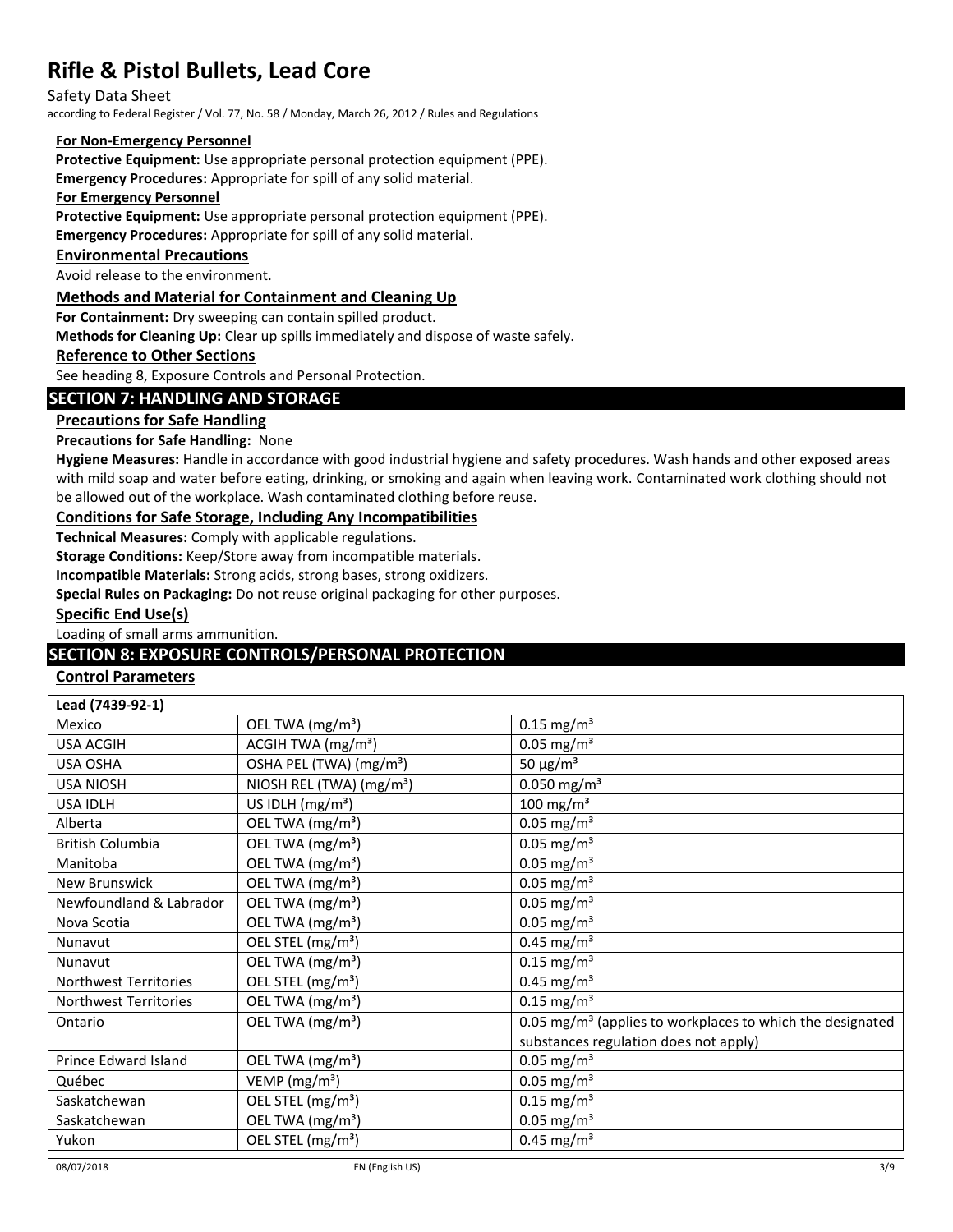**For Non-Emergency Personnel**

**Protective Equipment:** Use appropriate personal protection equipment (PPE).

**Emergency Procedures:** Appropriate for spill of any solid material.

**For Emergency Personnel**

**Protective Equipment:** Use appropriate personal protection equipment (PPE).

**Emergency Procedures:** Appropriate for spill of any solid material.

### Environmental Precautions

Avoid release to the environment.

### Methods and Material for Containment and Cleaning Up

**For Containment:** Dry sweeping can contain spilled product.

**Methods for Cleaning Up:** Clear up spills immediately and dispose of waste safely.

### Reference to Other Sections

See heading 8, Exposure Controls and Personal Protection.

## SECTION 7: HANDLING AND STORAGE

### Precautions for Safe Handling

**Precautions for Safe Handling:** None

**Hygiene Measures:** Handle in accordance with good industrial hygiene and safety procedures. Wash hands and other exposed areas with mild soap and water before eating, drinking, or smoking and again when leaving work. Contaminated work clothing should not be allowed out of the workplace. Wash contaminated clothing before reuse.

### Conditions for Safe Storage, Including Any Incompatibilities

**Technical Measures:** Comply with applicable regulations.

**Storage Conditions:** Keep/Store away from incompatible materials.

**Incompatible Materials:** Strong acids, strong bases, strong oxidizers.

**Special Rules on Packaging:** Do not reuse original packaging for other purposes.

### Specific End Use(s)

Loading of small arms ammunition.

## SECTION 8: EXPOSURE CONTROLS/PERSONAL PROTECTION

### Control Parameters

| Lead (7439-92-1) | | |
|---|---|---|
| Mexico | OEL TWA (mg/m³) | 0.15 mg/m³ |
| USA ACGIH | ACGIH TWA (mg/m³) | 0.05 mg/m³ |
| USA OSHA | OSHA PEL (TWA) (mg/m³) | 50 µg/m³ |
| USA NIOSH | NIOSH REL (TWA) (mg/m³) | 0.050 mg/m³ |
| USA IDLH | US IDLH (mg/m³) | 100 mg/m³ |
| Alberta | OEL TWA (mg/m³) | 0.05 mg/m³ |
| British Columbia | OEL TWA (mg/m³) | 0.05 mg/m³ |
| Manitoba | OEL TWA (mg/m³) | 0.05 mg/m³ |
| New Brunswick | OEL TWA (mg/m³) | 0.05 mg/m³ |
| Newfoundland & Labrador | OEL TWA (mg/m³) | 0.05 mg/m³ |
| Nova Scotia | OEL TWA (mg/m³) | 0.05 mg/m³ |
| Nunavut | OEL STEL (mg/m³) | 0.45 mg/m³ |
| Nunavut | OEL TWA (mg/m³) | 0.15 mg/m³ |
| Northwest Territories | OEL STEL (mg/m³) | 0.45 mg/m³ |
| Northwest Territories | OEL TWA (mg/m³) | 0.15 mg/m³ |
| Ontario | OEL TWA (mg/m³) | 0.05 mg/m³ (applies to workplaces to which the designated substances regulation does not apply) |
| Prince Edward Island | OEL TWA (mg/m³) | 0.05 mg/m³ |
| Québec | VEMP (mg/m³) | 0.05 mg/m³ |
| Saskatchewan | OEL STEL (mg/m³) | 0.15 mg/m³ |
| Saskatchewan | OEL TWA (mg/m³) | 0.05 mg/m³ |
| Yukon | OEL STEL (mg/m³) | 0.45 mg/m³ |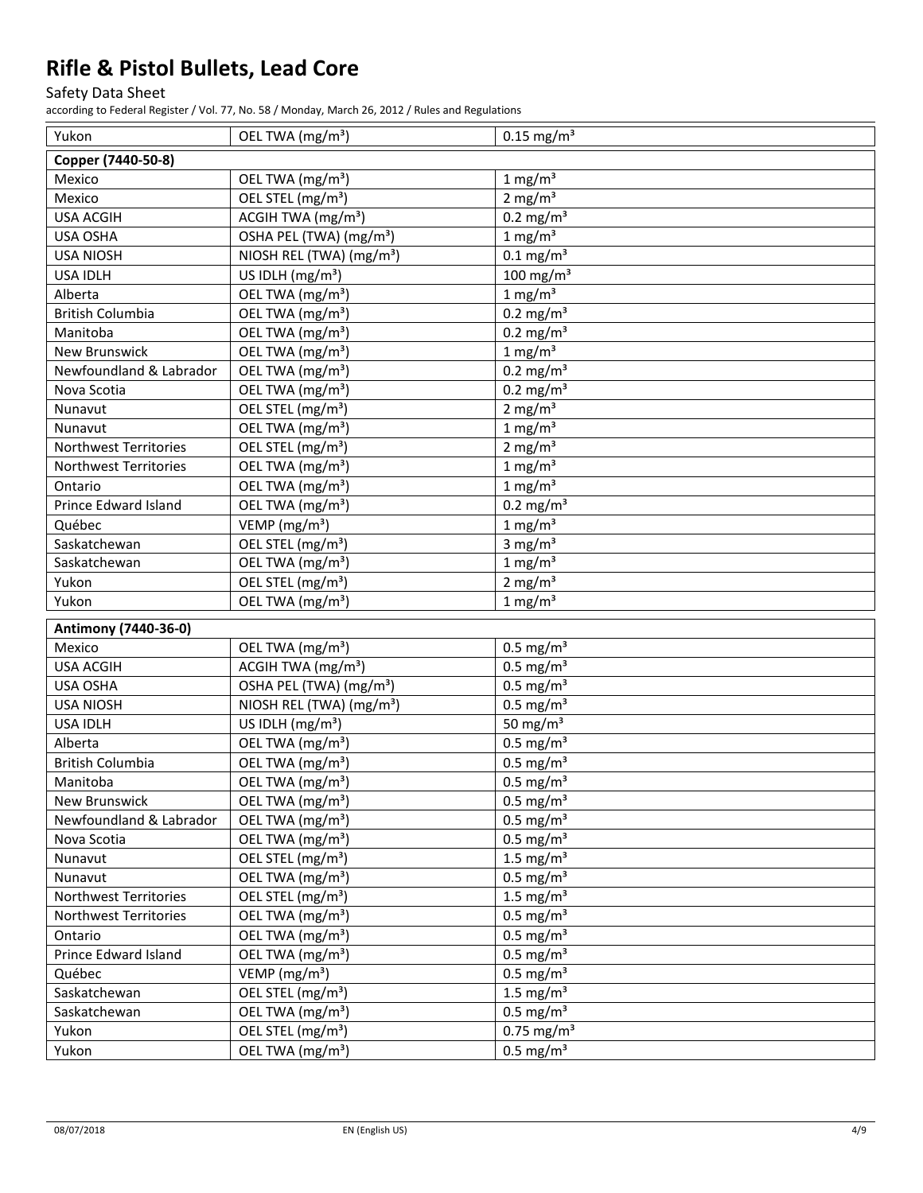| | | |
|---|---|---|
| Yukon | OEL TWA (mg/m³) | 0.15 mg/m³ |

| **Copper (7440-50-8)** | | |
|---|---|---|
| Mexico | OEL TWA (mg/m³) | 1 mg/m³ |
| Mexico | OEL STEL (mg/m³) | 2 mg/m³ |
| USA ACGIH | ACGIH TWA (mg/m³) | 0.2 mg/m³ |
| USA OSHA | OSHA PEL (TWA) (mg/m³) | 1 mg/m³ |
| USA NIOSH | NIOSH REL (TWA) (mg/m³) | 0.1 mg/m³ |
| USA IDLH | US IDLH (mg/m³) | 100 mg/m³ |
| Alberta | OEL TWA (mg/m³) | 1 mg/m³ |
| British Columbia | OEL TWA (mg/m³) | 0.2 mg/m³ |
| Manitoba | OEL TWA (mg/m³) | 0.2 mg/m³ |
| New Brunswick | OEL TWA (mg/m³) | 1 mg/m³ |
| Newfoundland & Labrador | OEL TWA (mg/m³) | 0.2 mg/m³ |
| Nova Scotia | OEL TWA (mg/m³) | 0.2 mg/m³ |
| Nunavut | OEL STEL (mg/m³) | 2 mg/m³ |
| Nunavut | OEL TWA (mg/m³) | 1 mg/m³ |
| Northwest Territories | OEL STEL (mg/m³) | 2 mg/m³ |
| Northwest Territories | OEL TWA (mg/m³) | 1 mg/m³ |
| Ontario | OEL TWA (mg/m³) | 1 mg/m³ |
| Prince Edward Island | OEL TWA (mg/m³) | 0.2 mg/m³ |
| Québec | VEMP (mg/m³) | 1 mg/m³ |
| Saskatchewan | OEL STEL (mg/m³) | 3 mg/m³ |
| Saskatchewan | OEL TWA (mg/m³) | 1 mg/m³ |
| Yukon | OEL STEL (mg/m³) | 2 mg/m³ |
| Yukon | OEL TWA (mg/m³) | 1 mg/m³ |

| **Antimony (7440-36-0)** | | |
|---|---|---|
| Mexico | OEL TWA (mg/m³) | 0.5 mg/m³ |
| USA ACGIH | ACGIH TWA (mg/m³) | 0.5 mg/m³ |
| USA OSHA | OSHA PEL (TWA) (mg/m³) | 0.5 mg/m³ |
| USA NIOSH | NIOSH REL (TWA) (mg/m³) | 0.5 mg/m³ |
| USA IDLH | US IDLH (mg/m³) | 50 mg/m³ |
| Alberta | OEL TWA (mg/m³) | 0.5 mg/m³ |
| British Columbia | OEL TWA (mg/m³) | 0.5 mg/m³ |
| Manitoba | OEL TWA (mg/m³) | 0.5 mg/m³ |
| New Brunswick | OEL TWA (mg/m³) | 0.5 mg/m³ |
| Newfoundland & Labrador | OEL TWA (mg/m³) | 0.5 mg/m³ |
| Nova Scotia | OEL TWA (mg/m³) | 0.5 mg/m³ |
| Nunavut | OEL STEL (mg/m³) | 1.5 mg/m³ |
| Nunavut | OEL TWA (mg/m³) | 0.5 mg/m³ |
| Northwest Territories | OEL STEL (mg/m³) | 1.5 mg/m³ |
| Northwest Territories | OEL TWA (mg/m³) | 0.5 mg/m³ |
| Ontario | OEL TWA (mg/m³) | 0.5 mg/m³ |
| Prince Edward Island | OEL TWA (mg/m³) | 0.5 mg/m³ |
| Québec | VEMP (mg/m³) | 0.5 mg/m³ |
| Saskatchewan | OEL STEL (mg/m³) | 1.5 mg/m³ |
| Saskatchewan | OEL TWA (mg/m³) | 0.5 mg/m³ |
| Yukon | OEL STEL (mg/m³) | 0.75 mg/m³ |
| Yukon | OEL TWA (mg/m³) | 0.5 mg/m³ |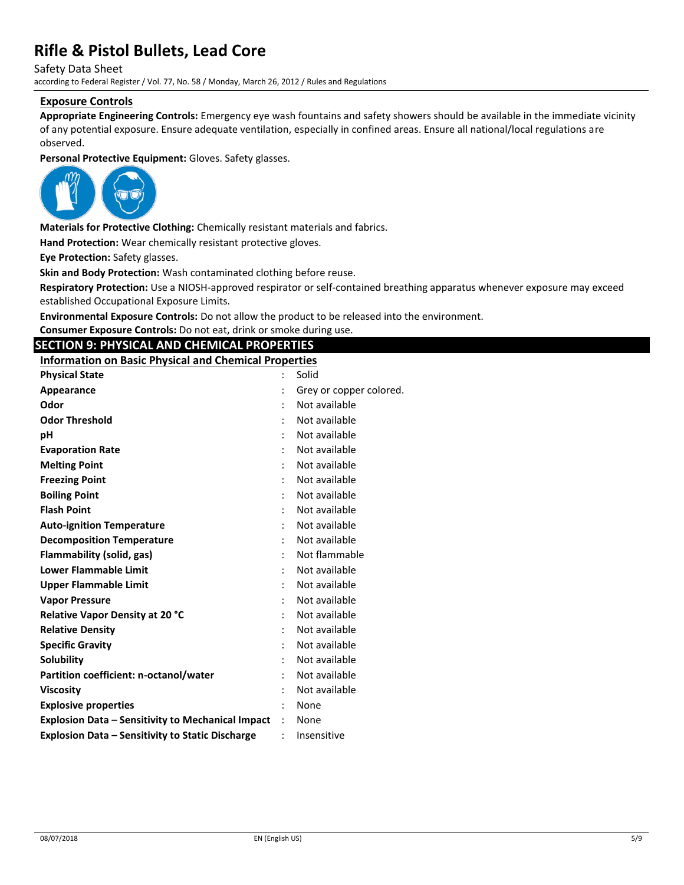### Exposure Controls

**Appropriate Engineering Controls:** Emergency eye wash fountains and safety showers should be available in the immediate vicinity of any potential exposure. Ensure adequate ventilation, especially in confined areas. Ensure all national/local regulations are observed.

**Personal Protective Equipment:** Gloves. Safety glasses.

**Materials for Protective Clothing:** Chemically resistant materials and fabrics.

**Hand Protection:** Wear chemically resistant protective gloves.

**Eye Protection:** Safety glasses.

**Skin and Body Protection:** Wash contaminated clothing before reuse.

**Respiratory Protection:** Use a NIOSH-approved respirator or self-contained breathing apparatus whenever exposure may exceed established Occupational Exposure Limits.

**Environmental Exposure Controls:** Do not allow the product to be released into the environment.

**Consumer Exposure Controls:** Do not eat, drink or smoke during use.

## SECTION 9: PHYSICAL AND CHEMICAL PROPERTIES

### Information on Basic Physical and Chemical Properties

| | |
|---|---|
| **Physical State** | Solid |
| **Appearance** | Grey or copper colored. |
| **Odor** | Not available |
| **Odor Threshold** | Not available |
| **pH** | Not available |
| **Evaporation Rate** | Not available |
| **Melting Point** | Not available |
| **Freezing Point** | Not available |
| **Boiling Point** | Not available |
| **Flash Point** | Not available |
| **Auto-ignition Temperature** | Not available |
| **Decomposition Temperature** | Not available |
| **Flammability (solid, gas)** | Not flammable |
| **Lower Flammable Limit** | Not available |
| **Upper Flammable Limit** | Not available |
| **Vapor Pressure** | Not available |
| **Relative Vapor Density at 20 °C** | Not available |
| **Relative Density** | Not available |
| **Specific Gravity** | Not available |
| **Solubility** | Not available |
| **Partition coefficient: n-octanol/water** | Not available |
| **Viscosity** | Not available |
| **Explosive properties** | None |
| **Explosion Data – Sensitivity to Mechanical Impact** | None |
| **Explosion Data – Sensitivity to Static Discharge** | Insensitive |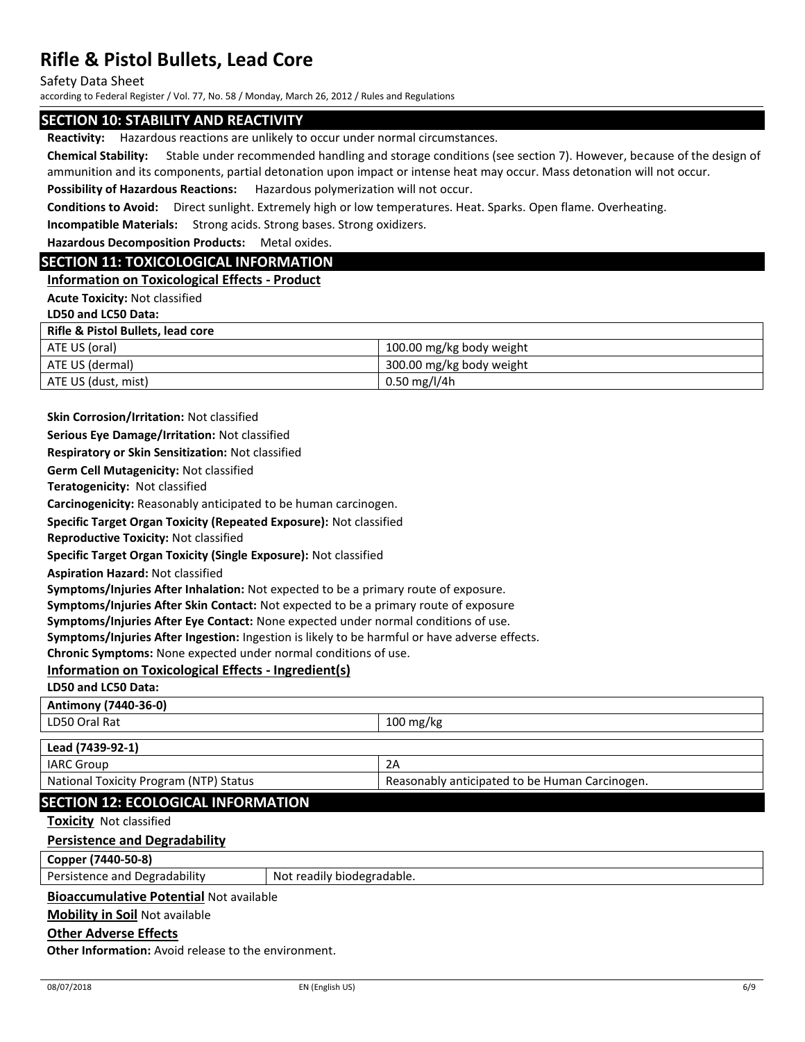## SECTION 10: STABILITY AND REACTIVITY

**Reactivity:** Hazardous reactions are unlikely to occur under normal circumstances.

**Chemical Stability:** Stable under recommended handling and storage conditions (see section 7). However, because of the design of ammunition and its components, partial detonation upon impact or intense heat may occur. Mass detonation will not occur.

**Possibility of Hazardous Reactions:** Hazardous polymerization will not occur.

**Conditions to Avoid:** Direct sunlight. Extremely high or low temperatures. Heat. Sparks. Open flame. Overheating.

**Incompatible Materials:** Strong acids. Strong bases. Strong oxidizers.

**Hazardous Decomposition Products:** Metal oxides.

## SECTION 11: TOXICOLOGICAL INFORMATION

**Information on Toxicological Effects - Product**

**Acute Toxicity:** Not classified

**LD50 and LC50 Data:**

| Rifle & Pistol Bullets, lead core | |
|---|---|
| ATE US (oral) | 100.00 mg/kg body weight |
| ATE US (dermal) | 300.00 mg/kg body weight |
| ATE US (dust, mist) | 0.50 mg/l/4h |

**Skin Corrosion/Irritation:** Not classified

**Serious Eye Damage/Irritation:** Not classified

**Respiratory or Skin Sensitization:** Not classified

**Germ Cell Mutagenicity:** Not classified

**Teratogenicity:** Not classified

**Carcinogenicity:** Reasonably anticipated to be human carcinogen.

**Specific Target Organ Toxicity (Repeated Exposure):** Not classified

**Reproductive Toxicity:** Not classified

**Specific Target Organ Toxicity (Single Exposure):** Not classified

**Aspiration Hazard:** Not classified

**Symptoms/Injuries After Inhalation:** Not expected to be a primary route of exposure.

**Symptoms/Injuries After Skin Contact:** Not expected to be a primary route of exposure

**Symptoms/Injuries After Eye Contact:** None expected under normal conditions of use.

**Symptoms/Injuries After Ingestion:** Ingestion is likely to be harmful or have adverse effects.

**Chronic Symptoms:** None expected under normal conditions of use.

**Information on Toxicological Effects - Ingredient(s)**

**LD50 and LC50 Data:**

| Antimony (7440-36-0) | |
|---|---|
| LD50 Oral Rat | 100 mg/kg |

| Lead (7439-92-1) | |
|---|---|
| IARC Group | 2A |
| National Toxicity Program (NTP) Status | Reasonably anticipated to be Human Carcinogen. |

## SECTION 12: ECOLOGICAL INFORMATION

**Toxicity** Not classified

**Persistence and Degradability**

| Copper (7440-50-8) | |
|---|---|
| Persistence and Degradability | Not readily biodegradable. |

**Bioaccumulative Potential** Not available

**Mobility in Soil** Not available

**Other Adverse Effects**

**Other Information:** Avoid release to the environment.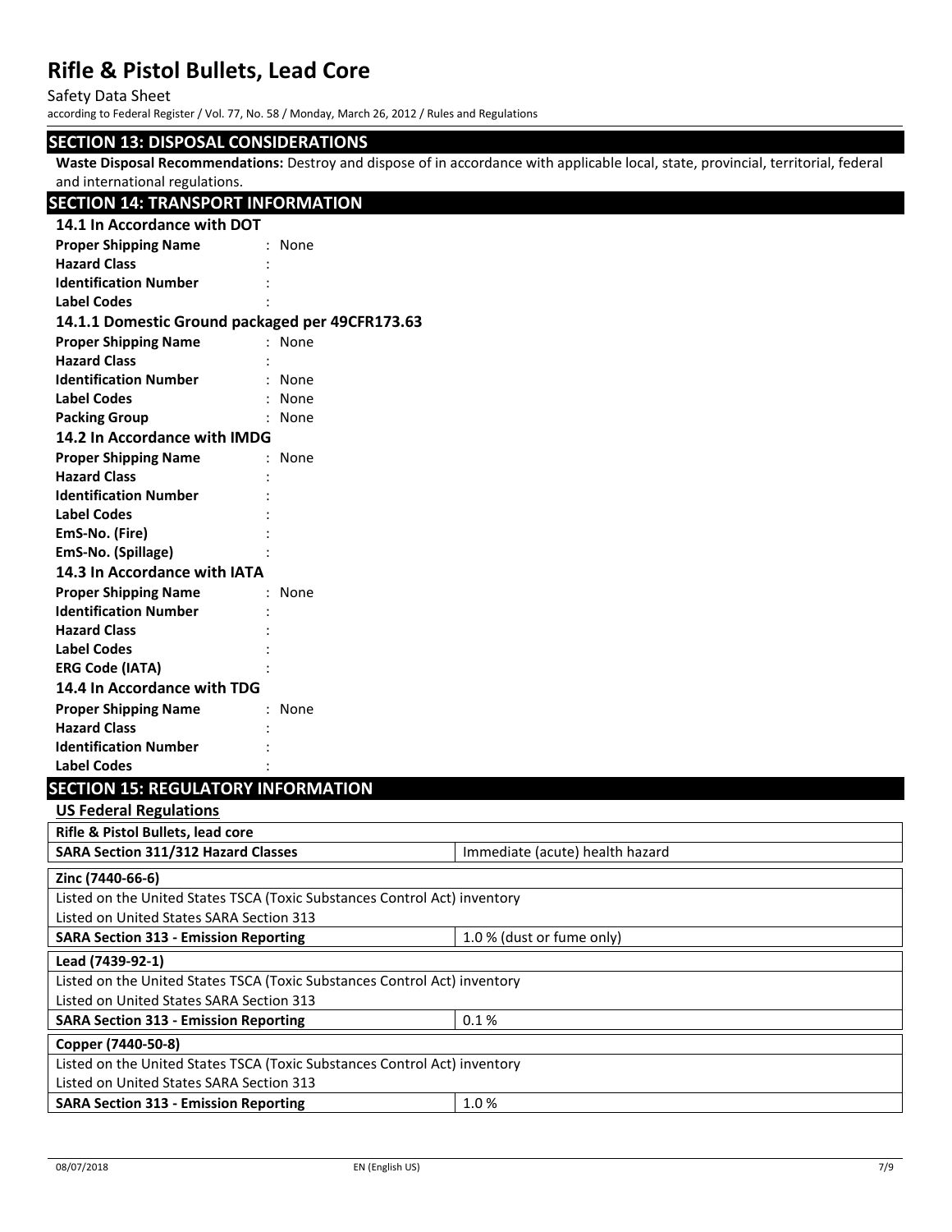## SECTION 13: DISPOSAL CONSIDERATIONS

**Waste Disposal Recommendations:** Destroy and dispose of in accordance with applicable local, state, provincial, territorial, federal and international regulations.

## SECTION 14: TRANSPORT INFORMATION

### 14.1 In Accordance with DOT

**Proper Shipping Name** : None
**Hazard Class** :
**Identification Number** :
**Label Codes** :

### 14.1.1 Domestic Ground packaged per 49CFR173.63

**Proper Shipping Name** : None
**Hazard Class** :
**Identification Number** : None
**Label Codes** : None
**Packing Group** : None

### 14.2 In Accordance with IMDG

**Proper Shipping Name** : None
**Hazard Class** :
**Identification Number** :
**Label Codes** :
**EmS-No. (Fire)** :
**EmS-No. (Spillage)** :

### 14.3 In Accordance with IATA

**Proper Shipping Name** : None
**Identification Number** :
**Hazard Class** :
**Label Codes** :
**ERG Code (IATA)** :

### 14.4 In Accordance with TDG

**Proper Shipping Name** : None
**Hazard Class** :
**Identification Number** :
**Label Codes** :

## SECTION 15: REGULATORY INFORMATION

**US Federal Regulations**

| | |
|---|---|
| **Rifle & Pistol Bullets, lead core** | |
| **SARA Section 311/312 Hazard Classes** | Immediate (acute) health hazard |

| | |
|---|---|
| **Zinc (7440-66-6)** | |
| Listed on the United States TSCA (Toxic Substances Control Act) inventory | |
| Listed on United States SARA Section 313 | |
| **SARA Section 313 - Emission Reporting** | 1.0 % (dust or fume only) |

| | |
|---|---|
| **Lead (7439-92-1)** | |
| Listed on the United States TSCA (Toxic Substances Control Act) inventory | |
| Listed on United States SARA Section 313 | |
| **SARA Section 313 - Emission Reporting** | 0.1 % |

| | |
|---|---|
| **Copper (7440-50-8)** | |
| Listed on the United States TSCA (Toxic Substances Control Act) inventory | |
| Listed on United States SARA Section 313 | |
| **SARA Section 313 - Emission Reporting** | 1.0 % |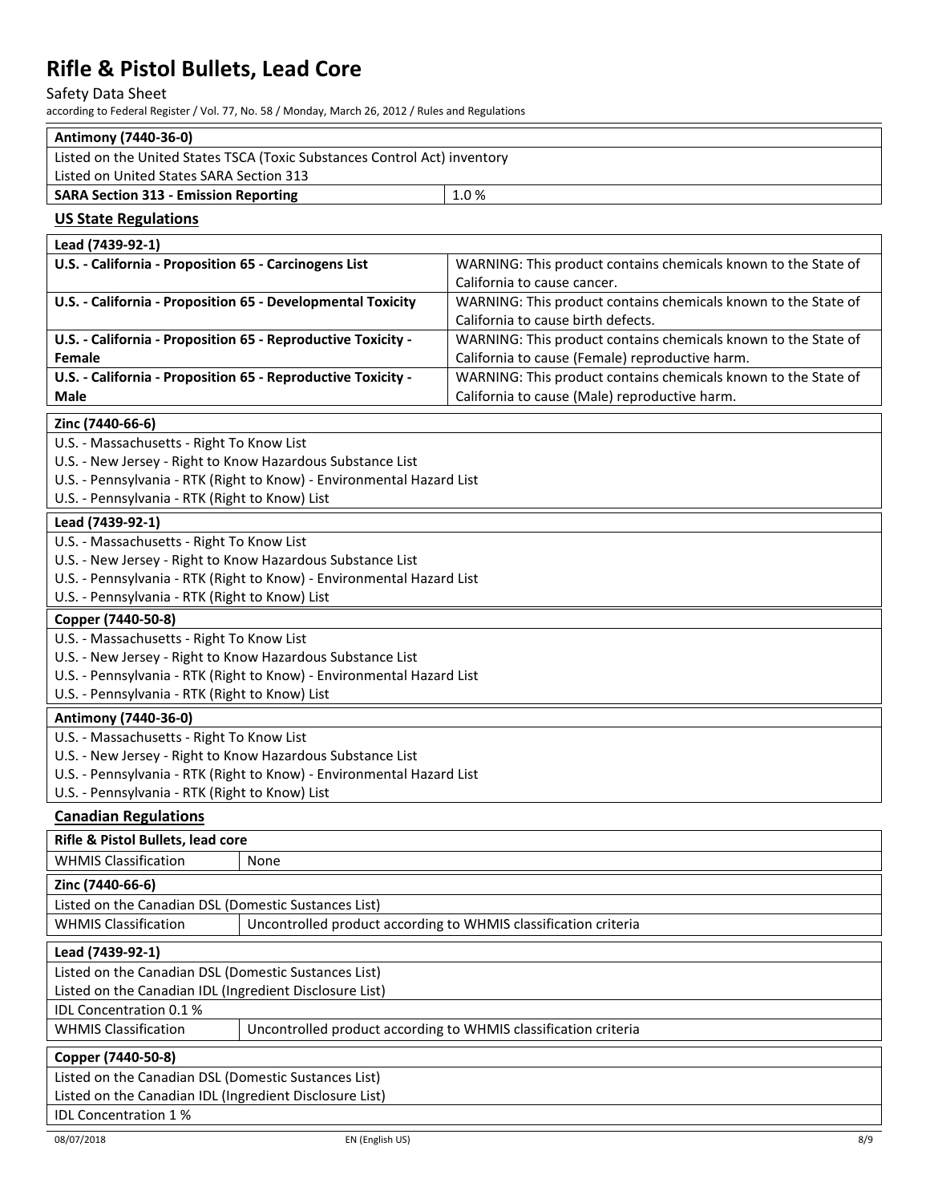| Antimony (7440-36-0) | |
|---|---|
| Listed on the United States TSCA (Toxic Substances Control Act) inventory | |
| Listed on United States SARA Section 313 | |
| **SARA Section 313 - Emission Reporting** | 1.0 % |

## US State Regulations

| Lead (7439-92-1) | |
|---|---|
| **U.S. - California - Proposition 65 - Carcinogens List** | WARNING: This product contains chemicals known to the State of California to cause cancer. |
| **U.S. - California - Proposition 65 - Developmental Toxicity** | WARNING: This product contains chemicals known to the State of California to cause birth defects. |
| **U.S. - California - Proposition 65 - Reproductive Toxicity - Female** | WARNING: This product contains chemicals known to the State of California to cause (Female) reproductive harm. |
| **U.S. - California - Proposition 65 - Reproductive Toxicity - Male** | WARNING: This product contains chemicals known to the State of California to cause (Male) reproductive harm. |

| Zinc (7440-66-6) |
|---|
| U.S. - Massachusetts - Right To Know List |
| U.S. - New Jersey - Right to Know Hazardous Substance List |
| U.S. - Pennsylvania - RTK (Right to Know) - Environmental Hazard List |
| U.S. - Pennsylvania - RTK (Right to Know) List |

| Lead (7439-92-1) |
|---|
| U.S. - Massachusetts - Right To Know List |
| U.S. - New Jersey - Right to Know Hazardous Substance List |
| U.S. - Pennsylvania - RTK (Right to Know) - Environmental Hazard List |
| U.S. - Pennsylvania - RTK (Right to Know) List |

| Copper (7440-50-8) |
|---|
| U.S. - Massachusetts - Right To Know List |
| U.S. - New Jersey - Right to Know Hazardous Substance List |
| U.S. - Pennsylvania - RTK (Right to Know) - Environmental Hazard List |
| U.S. - Pennsylvania - RTK (Right to Know) List |

| Antimony (7440-36-0) |
|---|
| U.S. - Massachusetts - Right To Know List |
| U.S. - New Jersey - Right to Know Hazardous Substance List |
| U.S. - Pennsylvania - RTK (Right to Know) - Environmental Hazard List |
| U.S. - Pennsylvania - RTK (Right to Know) List |

## Canadian Regulations

| Rifle & Pistol Bullets, lead core | |
|---|---|
| WHMIS Classification | None |

| Zinc (7440-66-6) | |
|---|---|
| Listed on the Canadian DSL (Domestic Substances List) | |
| WHMIS Classification | Uncontrolled product according to WHMIS classification criteria |

| Lead (7439-92-1) | |
|---|---|
| Listed on the Canadian DSL (Domestic Substances List) | |
| Listed on the Canadian IDL (Ingredient Disclosure List) | |
| IDL Concentration 0.1 % | |
| WHMIS Classification | Uncontrolled product according to WHMIS classification criteria |

| Copper (7440-50-8) |
|---|
| Listed on the Canadian DSL (Domestic Substances List) |
| Listed on the Canadian IDL (Ingredient Disclosure List) |
| IDL Concentration 1 % |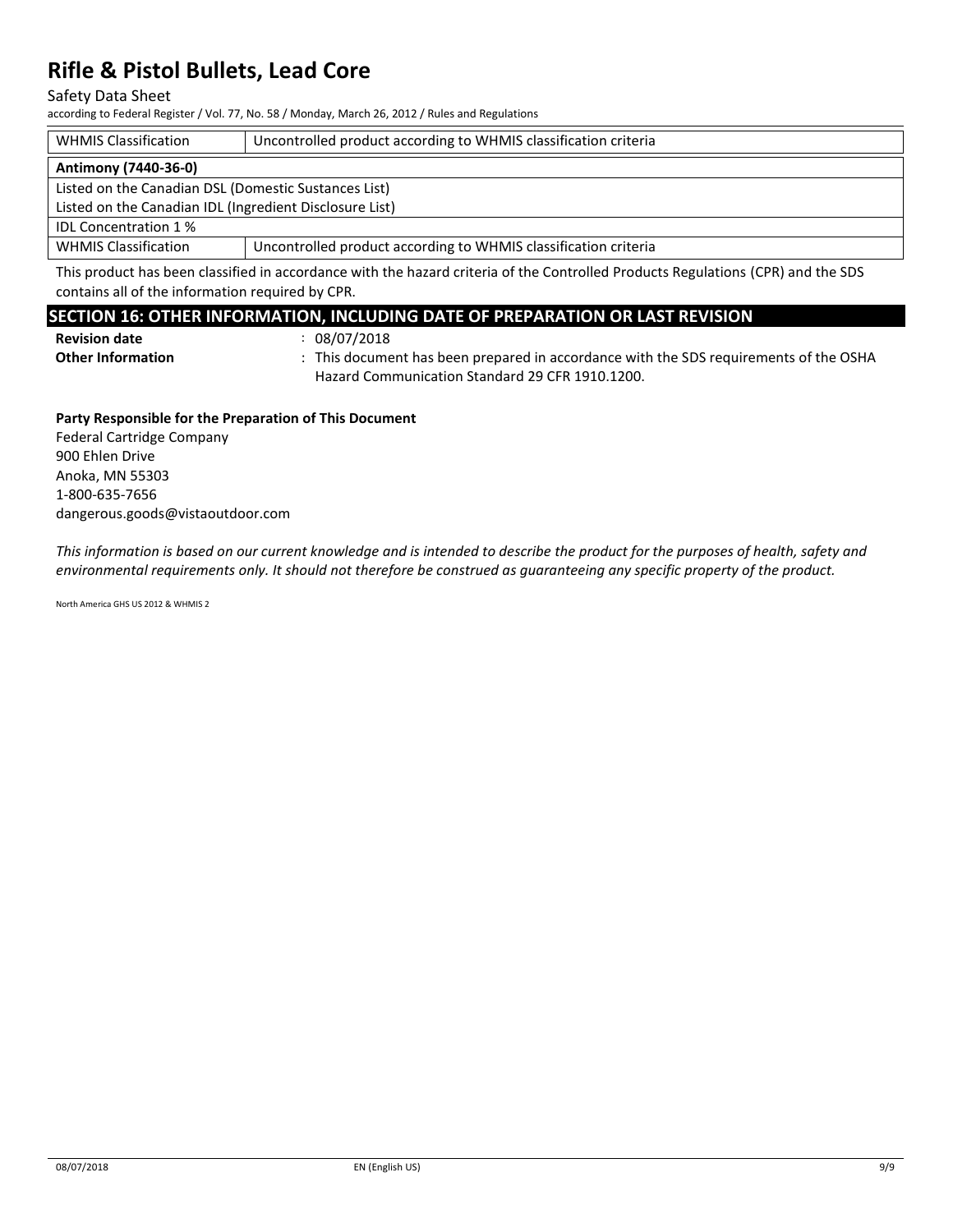| | |
|---|---|
| WHMIS Classification | Uncontrolled product according to WHMIS classification criteria |

| | |
|---|---|
| **Antimony (7440-36-0)** | |
| Listed on the Canadian DSL (Domestic Sustances List) | |
| Listed on the Canadian IDL (Ingredient Disclosure List) | |
| IDL Concentration 1 % | |
| WHMIS Classification | Uncontrolled product according to WHMIS classification criteria |

This product has been classified in accordance with the hazard criteria of the Controlled Products Regulations (CPR) and the SDS contains all of the information required by CPR.

## SECTION 16: OTHER INFORMATION, INCLUDING DATE OF PREPARATION OR LAST REVISION

**Revision date** : 08/07/2018

**Other Information** : This document has been prepared in accordance with the SDS requirements of the OSHA Hazard Communication Standard 29 CFR 1910.1200.

**Party Responsible for the Preparation of This Document**

Federal Cartridge Company
900 Ehlen Drive
Anoka, MN 55303
1-800-635-7656
dangerous.goods@vistaoutdoor.com

*This information is based on our current knowledge and is intended to describe the product for the purposes of health, safety and environmental requirements only. It should not therefore be construed as guaranteeing any specific property of the product.*

North America GHS US 2012 & WHMIS 2